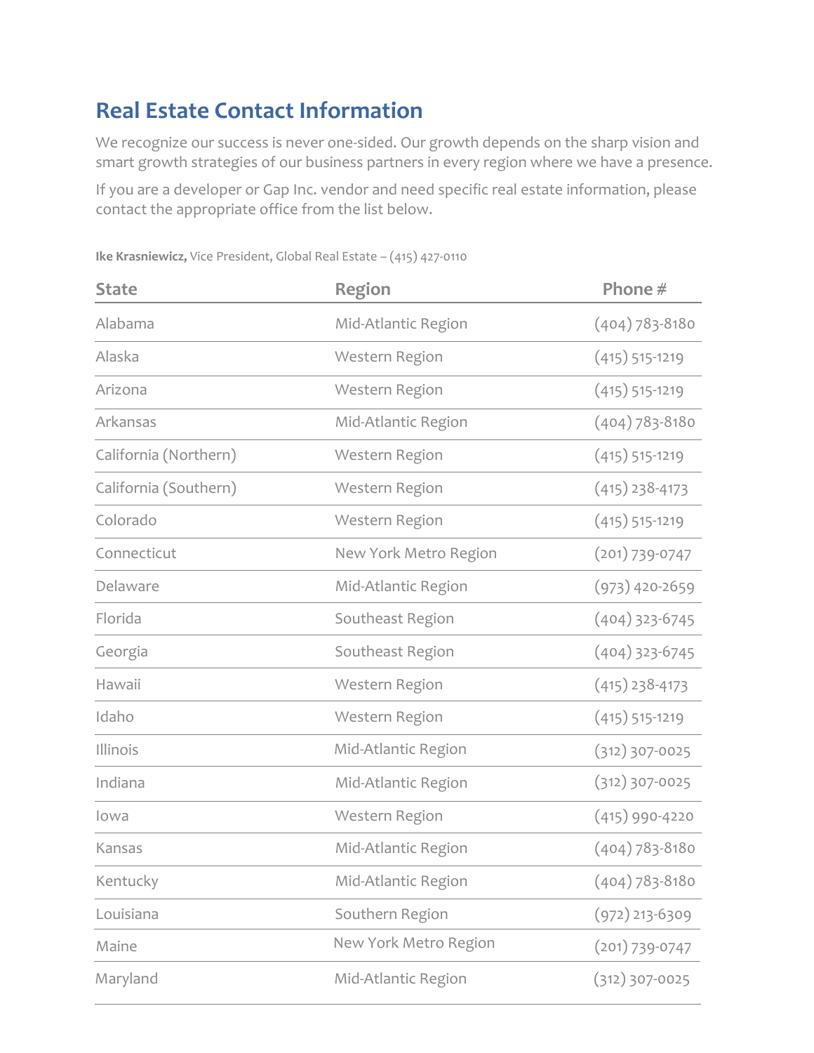# Real Estate Contact Information

We recognize our success is never one-sided. Our growth depends on the sharp vision and smart growth strategies of our business partners in every region where we have a presence.

If you are a developer or Gap Inc. vendor and need specific real estate information, please contact the appropriate office from the list below.

**Ike Krasniewicz,** Vice President, Global Real Estate – (415) 427-0110

| State | Region | Phone # |
|---|---|---|
| Alabama | Mid-Atlantic Region | (404) 783-8180 |
| Alaska | Western Region | (415) 515-1219 |
| Arizona | Western Region | (415) 515-1219 |
| Arkansas | Mid-Atlantic Region | (404) 783-8180 |
| California (Northern) | Western Region | (415) 515-1219 |
| California (Southern) | Western Region | (415) 238-4173 |
| Colorado | Western Region | (415) 515-1219 |
| Connecticut | New York Metro Region | (201) 739-0747 |
| Delaware | Mid-Atlantic Region | (973) 420-2659 |
| Florida | Southeast Region | (404) 323-6745 |
| Georgia | Southeast Region | (404) 323-6745 |
| Hawaii | Western Region | (415) 238-4173 |
| Idaho | Western Region | (415) 515-1219 |
| Illinois | Mid-Atlantic Region | (312) 307-0025 |
| Indiana | Mid-Atlantic Region | (312) 307-0025 |
| Iowa | Western Region | (415) 990-4220 |
| Kansas | Mid-Atlantic Region | (404) 783-8180 |
| Kentucky | Mid-Atlantic Region | (404) 783-8180 |
| Louisiana | Southern Region | (972) 213-6309 |
| Maine | New York Metro Region | (201) 739-0747 |
| Maryland | Mid-Atlantic Region | (312) 307-0025 |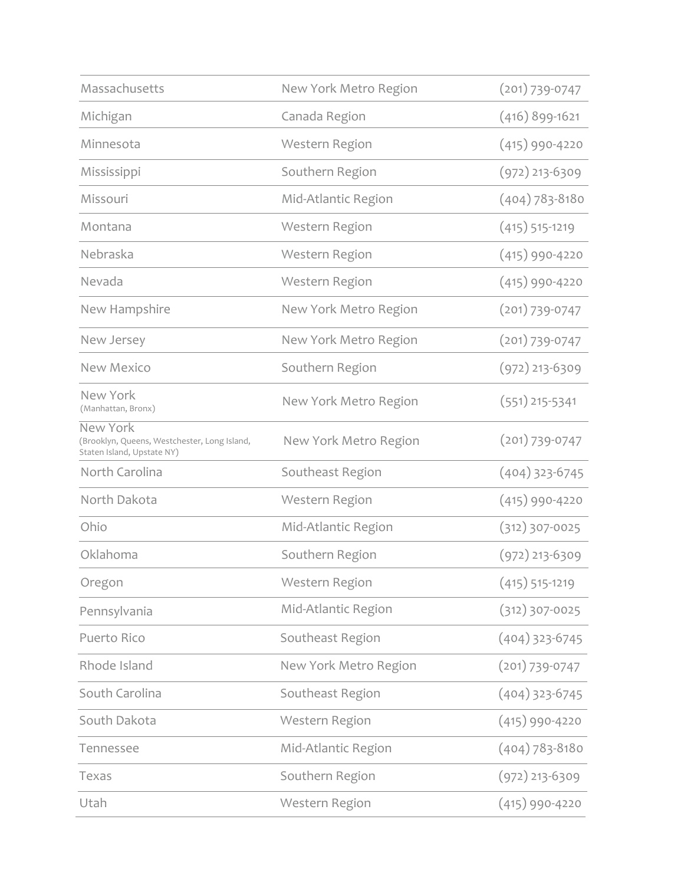| Massachusetts | New York Metro Region | (201) 739-0747 |
|---|---|---|
| Michigan | Canada Region | (416) 899-1621 |
| Minnesota | Western Region | (415) 990-4220 |
| Mississippi | Southern Region | (972) 213-6309 |
| Missouri | Mid-Atlantic Region | (404) 783-8180 |
| Montana | Western Region | (415) 515-1219 |
| Nebraska | Western Region | (415) 990-4220 |
| Nevada | Western Region | (415) 990-4220 |
| New Hampshire | New York Metro Region | (201) 739-0747 |
| New Jersey | New York Metro Region | (201) 739-0747 |
| New Mexico | Southern Region | (972) 213-6309 |
| New York (Manhattan, Bronx) | New York Metro Region | (551) 215-5341 |
| New York (Brooklyn, Queens, Westchester, Long Island, Staten Island, Upstate NY) | New York Metro Region | (201) 739-0747 |
| North Carolina | Southeast Region | (404) 323-6745 |
| North Dakota | Western Region | (415) 990-4220 |
| Ohio | Mid-Atlantic Region | (312) 307-0025 |
| Oklahoma | Southern Region | (972) 213-6309 |
| Oregon | Western Region | (415) 515-1219 |
| Pennsylvania | Mid-Atlantic Region | (312) 307-0025 |
| Puerto Rico | Southeast Region | (404) 323-6745 |
| Rhode Island | New York Metro Region | (201) 739-0747 |
| South Carolina | Southeast Region | (404) 323-6745 |
| South Dakota | Western Region | (415) 990-4220 |
| Tennessee | Mid-Atlantic Region | (404) 783-8180 |
| Texas | Southern Region | (972) 213-6309 |
| Utah | Western Region | (415) 990-4220 |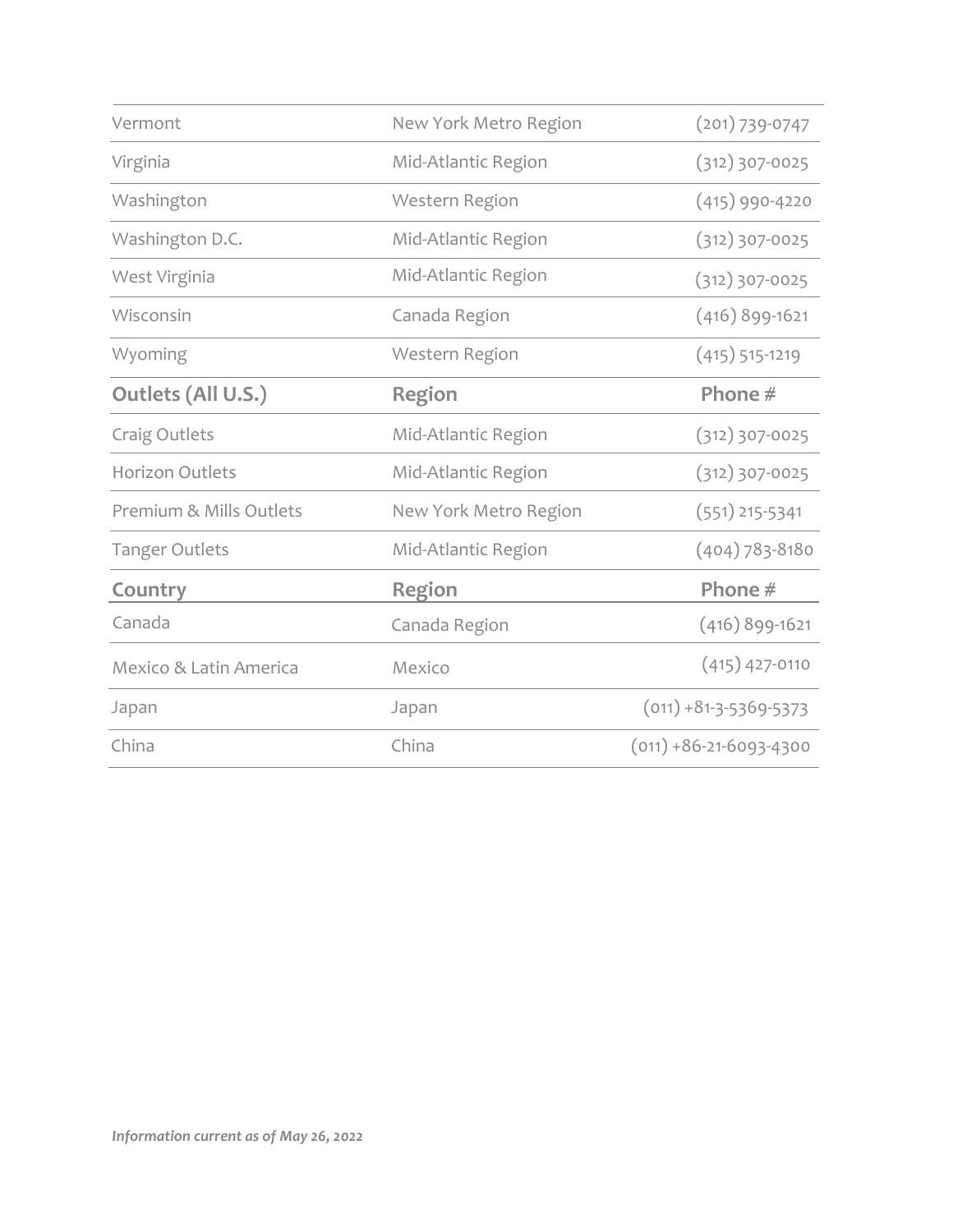| | | |
|---|---|---|
| Vermont | New York Metro Region | (201) 739-0747 |
| Virginia | Mid-Atlantic Region | (312) 307-0025 |
| Washington | Western Region | (415) 990-4220 |
| Washington D.C. | Mid-Atlantic Region | (312) 307-0025 |
| West Virginia | Mid-Atlantic Region | (312) 307-0025 |
| Wisconsin | Canada Region | (416) 899-1621 |
| Wyoming | Western Region | (415) 515-1219 |
| **Outlets (All U.S.)** | **Region** | **Phone #** |
| Craig Outlets | Mid-Atlantic Region | (312) 307-0025 |
| Horizon Outlets | Mid-Atlantic Region | (312) 307-0025 |
| Premium & Mills Outlets | New York Metro Region | (551) 215-5341 |
| Tanger Outlets | Mid-Atlantic Region | (404) 783-8180 |
| **Country** | **Region** | **Phone #** |
| Canada | Canada Region | (416) 899-1621 |
| Mexico & Latin America | Mexico | (415) 427-0110 |
| Japan | Japan | (011) +81-3-5369-5373 |
| China | China | (011) +86-21-6093-4300 |

***Information current as of May 26, 2022***